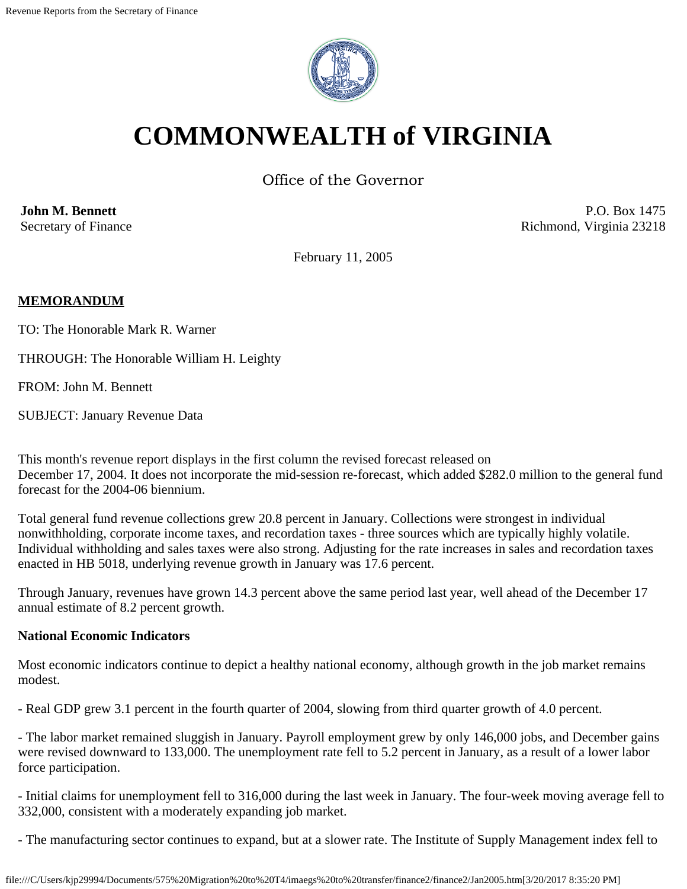# COMMONWEALTH of VIRGINIA

Office of the Governor

**John M. Bennett**
Secretary of Finance

P.O. Box 1475
Richmond, Virginia 23218

February 11, 2005

**MEMORANDUM**

TO: The Honorable Mark R. Warner

THROUGH: The Honorable William H. Leighty

FROM: John M. Bennett

SUBJECT: January Revenue Data

This month's revenue report displays in the first column the revised forecast released on December 17, 2004. It does not incorporate the mid-session re-forecast, which added $282.0 million to the general fund forecast for the 2004-06 biennium.

Total general fund revenue collections grew 20.8 percent in January. Collections were strongest in individual nonwithholding, corporate income taxes, and recordation taxes - three sources which are typically highly volatile. Individual withholding and sales taxes were also strong. Adjusting for the rate increases in sales and recordation taxes enacted in HB 5018, underlying revenue growth in January was 17.6 percent.

Through January, revenues have grown 14.3 percent above the same period last year, well ahead of the December 17 annual estimate of 8.2 percent growth.

**National Economic Indicators**

Most economic indicators continue to depict a healthy national economy, although growth in the job market remains modest.

- Real GDP grew 3.1 percent in the fourth quarter of 2004, slowing from third quarter growth of 4.0 percent.

- The labor market remained sluggish in January. Payroll employment grew by only 146,000 jobs, and December gains were revised downward to 133,000. The unemployment rate fell to 5.2 percent in January, as a result of a lower labor force participation.

- Initial claims for unemployment fell to 316,000 during the last week in January. The four-week moving average fell to 332,000, consistent with a moderately expanding job market.

- The manufacturing sector continues to expand, but at a slower rate. The Institute of Supply Management index fell to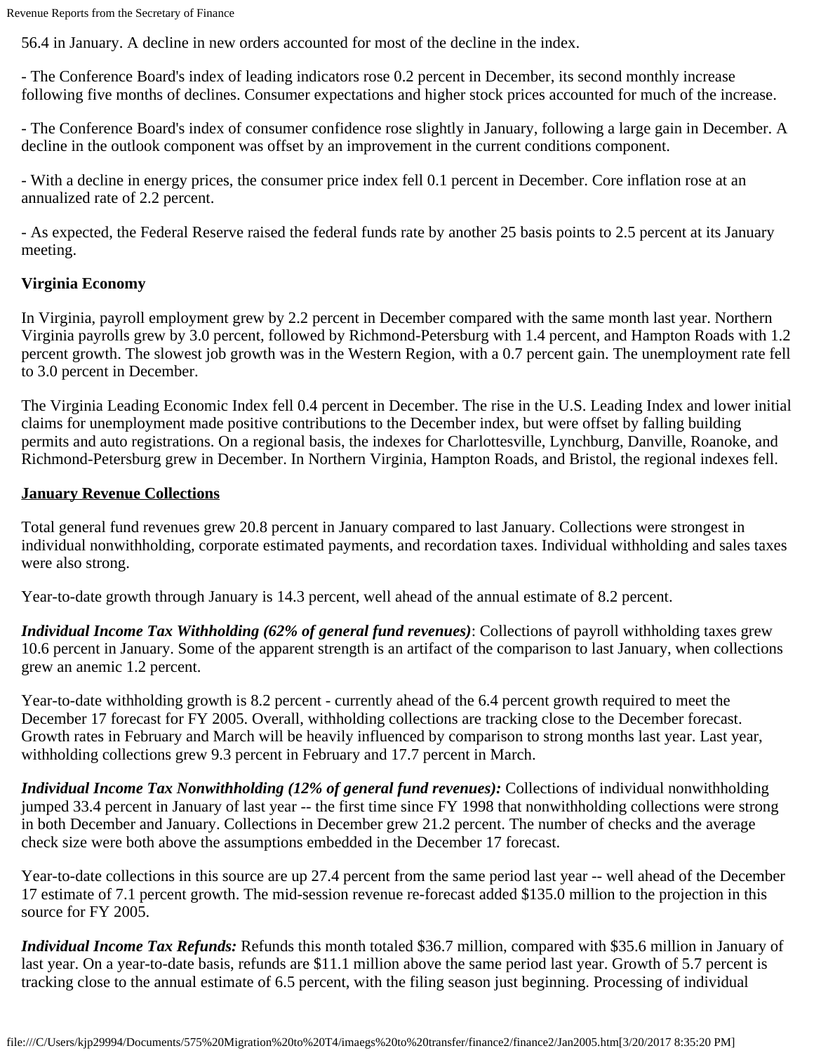56.4 in January. A decline in new orders accounted for most of the decline in the index.

- The Conference Board's index of leading indicators rose 0.2 percent in December, its second monthly increase following five months of declines. Consumer expectations and higher stock prices accounted for much of the increase.

- The Conference Board's index of consumer confidence rose slightly in January, following a large gain in December. A decline in the outlook component was offset by an improvement in the current conditions component.

- With a decline in energy prices, the consumer price index fell 0.1 percent in December. Core inflation rose at an annualized rate of 2.2 percent.

- As expected, the Federal Reserve raised the federal funds rate by another 25 basis points to 2.5 percent at its January meeting.

**Virginia Economy**

In Virginia, payroll employment grew by 2.2 percent in December compared with the same month last year. Northern Virginia payrolls grew by 3.0 percent, followed by Richmond-Petersburg with 1.4 percent, and Hampton Roads with 1.2 percent growth. The slowest job growth was in the Western Region, with a 0.7 percent gain. The unemployment rate fell to 3.0 percent in December.

The Virginia Leading Economic Index fell 0.4 percent in December. The rise in the U.S. Leading Index and lower initial claims for unemployment made positive contributions to the December index, but were offset by falling building permits and auto registrations. On a regional basis, the indexes for Charlottesville, Lynchburg, Danville, Roanoke, and Richmond-Petersburg grew in December. In Northern Virginia, Hampton Roads, and Bristol, the regional indexes fell.

**January Revenue Collections**

Total general fund revenues grew 20.8 percent in January compared to last January. Collections were strongest in individual nonwithholding, corporate estimated payments, and recordation taxes. Individual withholding and sales taxes were also strong.

Year-to-date growth through January is 14.3 percent, well ahead of the annual estimate of 8.2 percent.

***Individual Income Tax Withholding (62% of general fund revenues)***: Collections of payroll withholding taxes grew 10.6 percent in January. Some of the apparent strength is an artifact of the comparison to last January, when collections grew an anemic 1.2 percent.

Year-to-date withholding growth is 8.2 percent - currently ahead of the 6.4 percent growth required to meet the December 17 forecast for FY 2005. Overall, withholding collections are tracking close to the December forecast. Growth rates in February and March will be heavily influenced by comparison to strong months last year. Last year, withholding collections grew 9.3 percent in February and 17.7 percent in March.

***Individual Income Tax Nonwithholding (12% of general fund revenues):*** Collections of individual nonwithholding jumped 33.4 percent in January of last year -- the first time since FY 1998 that nonwithholding collections were strong in both December and January. Collections in December grew 21.2 percent. The number of checks and the average check size were both above the assumptions embedded in the December 17 forecast.

Year-to-date collections in this source are up 27.4 percent from the same period last year -- well ahead of the December 17 estimate of 7.1 percent growth. The mid-session revenue re-forecast added $135.0 million to the projection in this source for FY 2005.

***Individual Income Tax Refunds:*** Refunds this month totaled $36.7 million, compared with $35.6 million in January of last year. On a year-to-date basis, refunds are $11.1 million above the same period last year. Growth of 5.7 percent is tracking close to the annual estimate of 6.5 percent, with the filing season just beginning. Processing of individual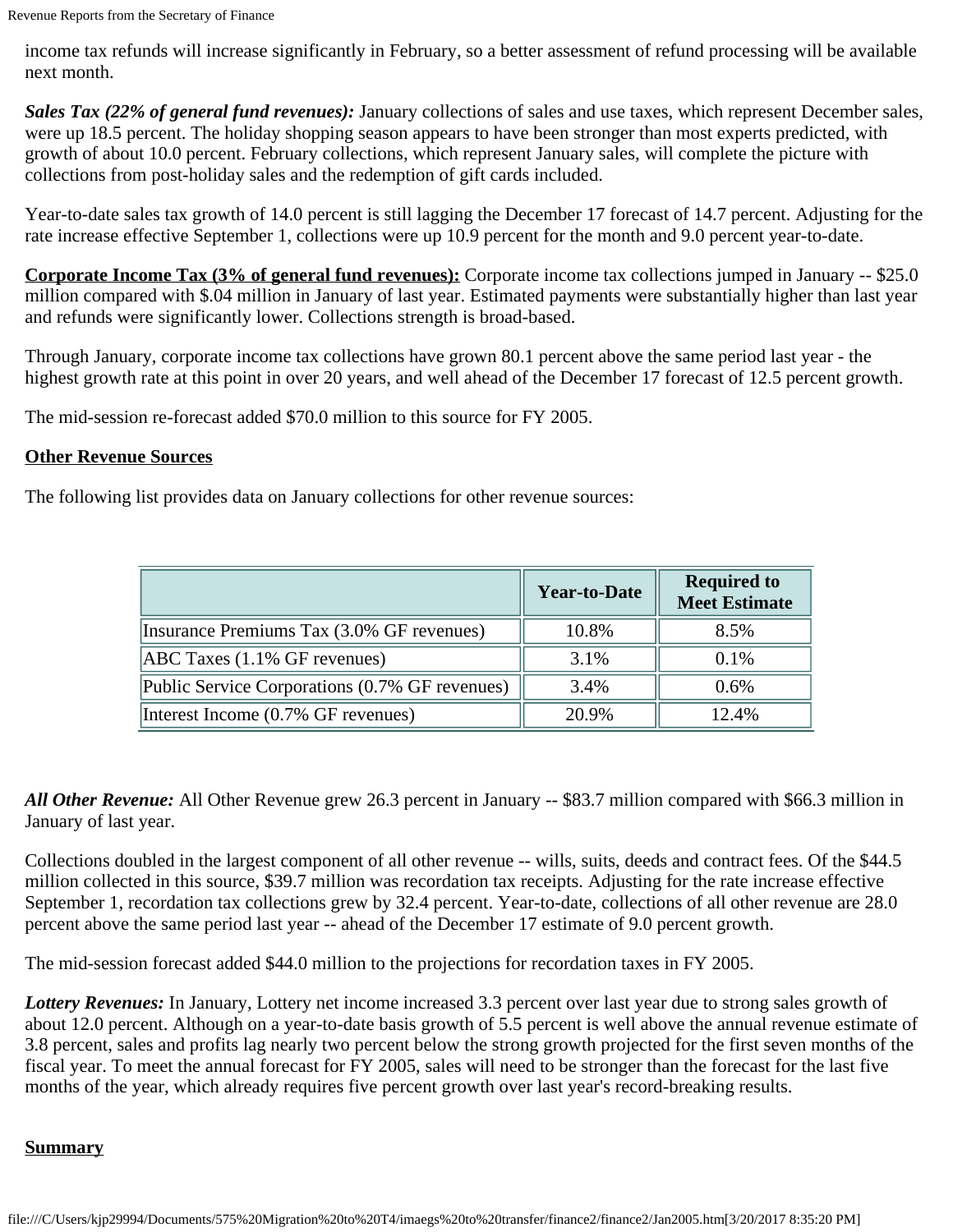income tax refunds will increase significantly in February, so a better assessment of refund processing will be available next month.

***Sales Tax (22% of general fund revenues):*** January collections of sales and use taxes, which represent December sales, were up 18.5 percent. The holiday shopping season appears to have been stronger than most experts predicted, with growth of about 10.0 percent. February collections, which represent January sales, will complete the picture with collections from post-holiday sales and the redemption of gift cards included.

Year-to-date sales tax growth of 14.0 percent is still lagging the December 17 forecast of 14.7 percent. Adjusting for the rate increase effective September 1, collections were up 10.9 percent for the month and 9.0 percent year-to-date.

**Corporate Income Tax (3% of general fund revenues):** Corporate income tax collections jumped in January -- $25.0 million compared with $.04 million in January of last year. Estimated payments were substantially higher than last year and refunds were significantly lower. Collections strength is broad-based.

Through January, corporate income tax collections have grown 80.1 percent above the same period last year - the highest growth rate at this point in over 20 years, and well ahead of the December 17 forecast of 12.5 percent growth.

The mid-session re-forecast added $70.0 million to this source for FY 2005.

**Other Revenue Sources**

The following list provides data on January collections for other revenue sources:

| | Year-to-Date | Required to Meet Estimate |
|---|---|---|
| Insurance Premiums Tax (3.0% GF revenues) | 10.8% | 8.5% |
| ABC Taxes (1.1% GF revenues) | 3.1% | 0.1% |
| Public Service Corporations (0.7% GF revenues) | 3.4% | 0.6% |
| Interest Income (0.7% GF revenues) | 20.9% | 12.4% |

***All Other Revenue:*** All Other Revenue grew 26.3 percent in January -- $83.7 million compared with $66.3 million in January of last year.

Collections doubled in the largest component of all other revenue -- wills, suits, deeds and contract fees. Of the $44.5 million collected in this source, $39.7 million was recordation tax receipts. Adjusting for the rate increase effective September 1, recordation tax collections grew by 32.4 percent. Year-to-date, collections of all other revenue are 28.0 percent above the same period last year -- ahead of the December 17 estimate of 9.0 percent growth.

The mid-session forecast added $44.0 million to the projections for recordation taxes in FY 2005.

***Lottery Revenues:*** In January, Lottery net income increased 3.3 percent over last year due to strong sales growth of about 12.0 percent. Although on a year-to-date basis growth of 5.5 percent is well above the annual revenue estimate of 3.8 percent, sales and profits lag nearly two percent below the strong growth projected for the first seven months of the fiscal year. To meet the annual forecast for FY 2005, sales will need to be stronger than the forecast for the last five months of the year, which already requires five percent growth over last year's record-breaking results.

**Summary**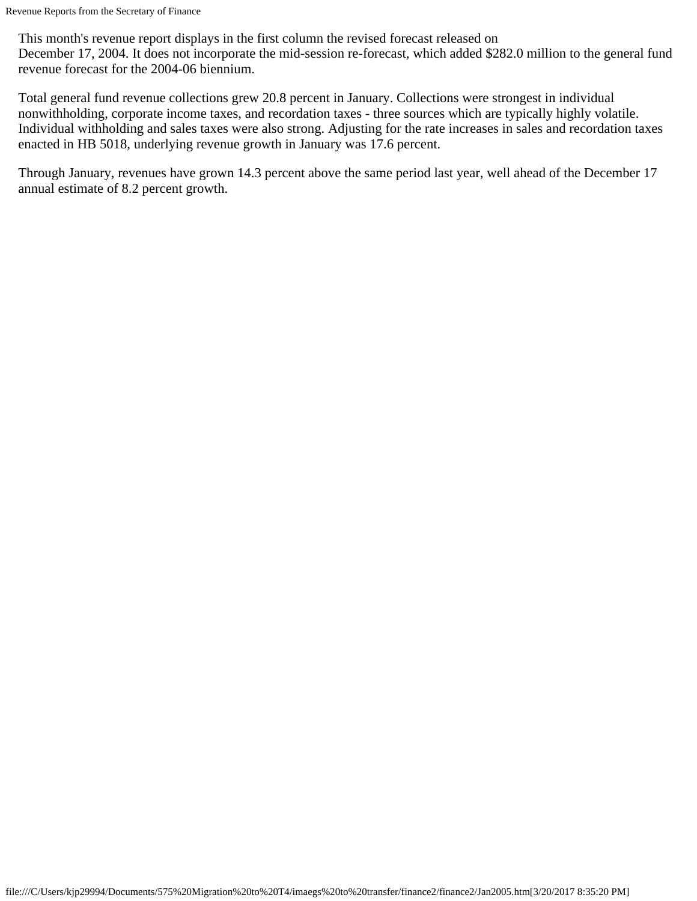This month's revenue report displays in the first column the revised forecast released on December 17, 2004. It does not incorporate the mid-session re-forecast, which added $282.0 million to the general fund revenue forecast for the 2004-06 biennium.

Total general fund revenue collections grew 20.8 percent in January. Collections were strongest in individual nonwithholding, corporate income taxes, and recordation taxes - three sources which are typically highly volatile. Individual withholding and sales taxes were also strong. Adjusting for the rate increases in sales and recordation taxes enacted in HB 5018, underlying revenue growth in January was 17.6 percent.

Through January, revenues have grown 14.3 percent above the same period last year, well ahead of the December 17 annual estimate of 8.2 percent growth.